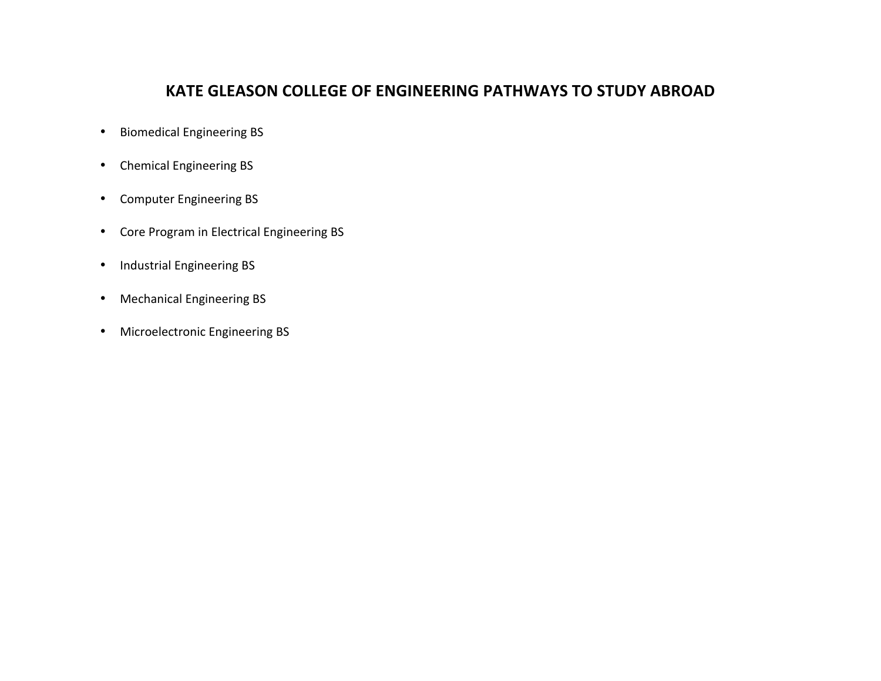# KATE GLEASON COLLEGE OF ENGINEERING PATHWAYS TO STUDY ABROAD

- Biomedical Engineering BS
- Chemical Engineering BS
- Computer Engineering BS
- Core Program in Electrical Engineering BS
- Industrial Engineering BS
- Mechanical Engineering BS
- Microelectronic Engineering BS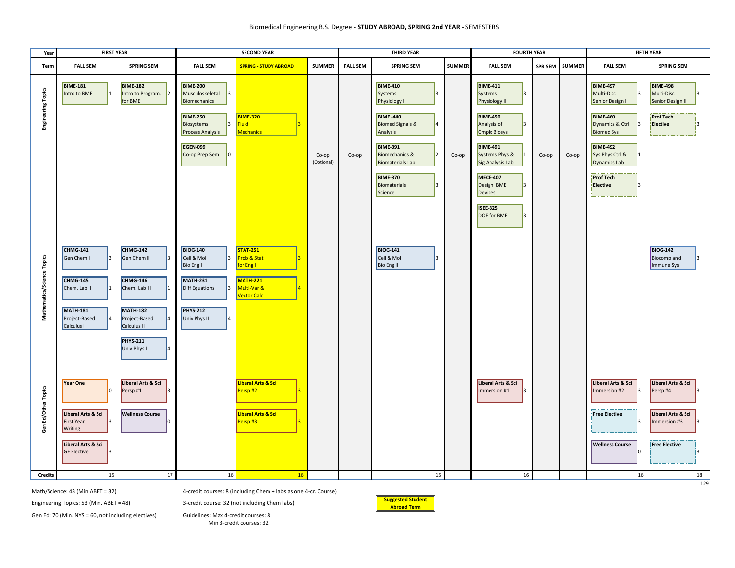# Biomedical Engineering B.S. Degree - **STUDY ABROAD, SPRING 2nd YEAR** - SEMESTERS

| Year | FIRST YEAR | | SECOND YEAR | | | THIRD YEAR | | | FOURTH YEAR | | | FIFTH YEAR | |
|---|---|---|---|---|---|---|---|---|---|---|---|---|---|
| Term | FALL SEM | SPRING SEM | FALL SEM | SPRING - STUDY ABROAD | SUMMER | FALL SEM | SPRING SEM | SUMMER | FALL SEM | SPR SEM | SUMMER | FALL SEM | SPRING SEM |
| Engineering Topics | **BIME-181** Intro to BME 1 | **BIME-182** Intro to Program. for BME 2 | **BIME-200** Musculoskeletal Biomechanics 3 | | | | **BIME-410** Systems Physiology I 3 | | **BIME-411** Systems Physiology II 3 | | | **BIME-497** Multi-Disc Senior Design I 3 | **BIME-498** Multi-Disc Senior Design II 3 |
| | | | **BIME-250** Biosystems Process Analysis 3 | **BIME-320** Fluid Mechanics 3 | | | **BIME -440** Biomed Signals & Analysis 4 | | **BIME-450** Analysis of Cmplx Biosys 3 | | | **BIME-460** Dynamics & Ctrl Biomed Sys 3 | **Prof Tech Elective** 3 |
| | | | **EGEN-099** Co-op Prep Sem 0 | | Co-op (Optional) | Co-op | **BIME-391** Biomechanics & Biomaterials Lab 2 | Co-op | **BIME-491** Systems Phys & Sig Analysis Lab 1 | Co-op | Co-op | **BIME-492** Sys Phys Ctrl & Dynamics Lab 1 | |
| | | | | | | | **BIME-370** Biomaterials Science 3 | | **MECE-407** Design BME Devices 3 | | | **Prof Tech Elective** 3 | |
| | | | | | | | | | **ISEE-325** DOE for BME 3 | | | | |
| Mathematics/Science Topics | **CHMG-141** Gen Chem I 3 | **CHMG-142** Gen Chem II 3 | **BIOG-140** Cell & Mol Bio Eng I 3 | **STAT-251** Prob & Stat for Eng I 3 | | | **BIOG-141** Cell & Mol Bio Eng II 3 | | | | | | **BIOG-142** Biocomp and Immune Sys 3 |
| | **CHMG-145** Chem. Lab I 1 | **CHMG-146** Chem. Lab II 1 | **MATH-231** Diff Equations 3 | **MATH-221** Multi-Var & Vector Calc 4 | | | | | | | | | |
| | **MATH-181** Project-Based Calculus I 4 | **MATH-182** Project-Based Calculus II 4 | **PHYS-212** Univ Phys II 4 | | | | | | | | | | |
| | | **PHYS-211** Univ Phys I 4 | | | | | | | | | | | |
| Gen Ed/Other Topics | **Year One** 0 | **Liberal Arts & Sci** Persp #1 3 | | **Liberal Arts & Sci** Persp #2 3 | | | | | **Liberal Arts & Sci** Immersion #1 3 | | | **Liberal Arts & Sci** Immersion #2 3 | **Liberal Arts & Sci** Persp #4 3 |
| | **Liberal Arts & Sci** First Year Writing 3 | **Wellness Course** 0 | | **Liberal Arts & Sci** Persp #3 3 | | | | | | | | **Free Elective** 3 | **Liberal Arts & Sci** Immersion #3 3 |
| | **Liberal Arts & Sci** GE Elective 3 | | | | | | | | | | | **Wellness Course** 0 | **Free Elective** 3 |
| Credits | 15 | 17 | 16 | 16 | | | 15 | | 16 | | | 16 | 18 |

Total: 129

Math/Science: 43 (Min ABET = 32)

Engineering Topics: 53 (Min. ABET = 48)

Gen Ed: 70 (Min. NYS = 60, not including electives)

4-credit courses: 8 (including Chem + labs as one 4-cr. Course)

3-credit course: 32 (not including Chem labs)

Guidelines: Max 4-credit courses: 8
Min 3-credit courses: 32

**Suggested Student Abroad Term**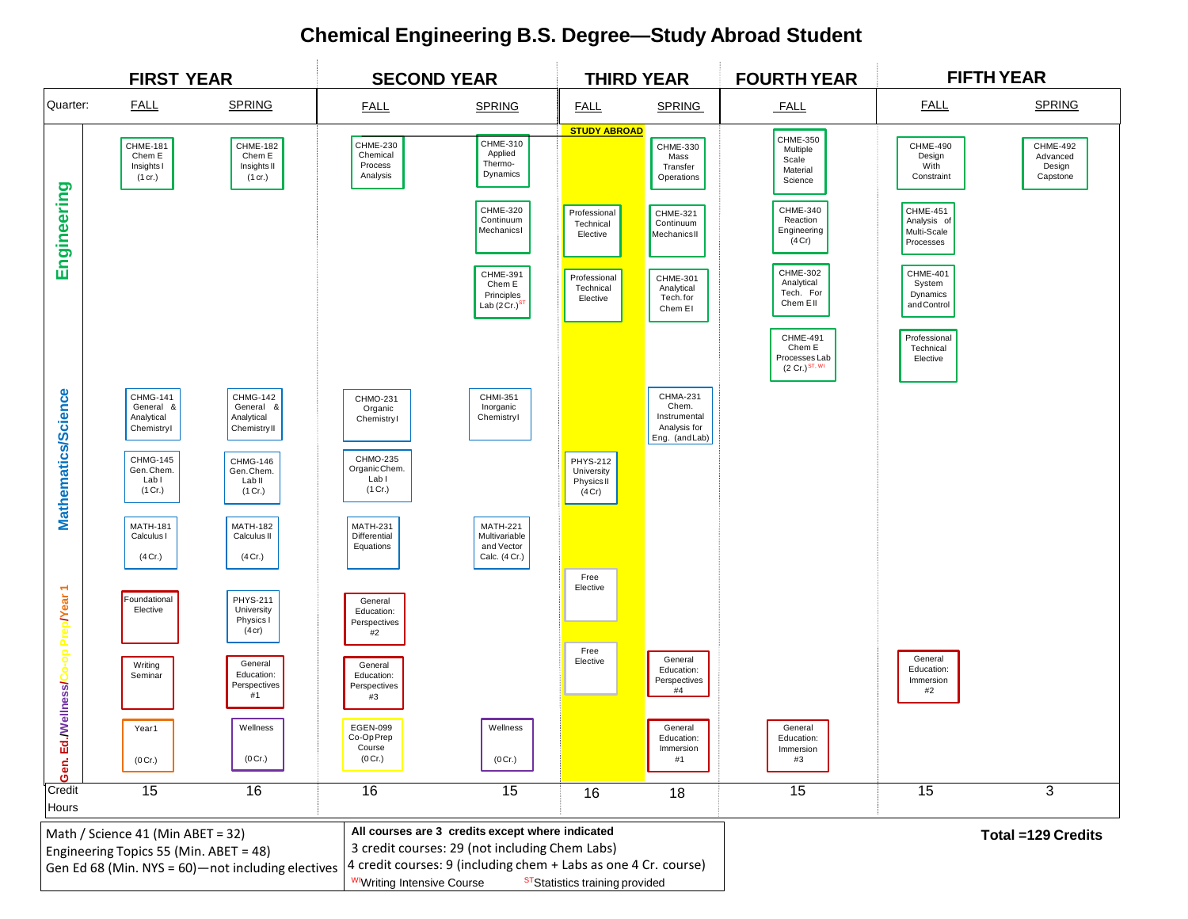# Chemical Engineering B.S. Degree—Study Abroad Student

| Quarter: | FIRST YEAR FALL | FIRST YEAR SPRING | SECOND YEAR FALL | SECOND YEAR SPRING | THIRD YEAR FALL (STUDY ABROAD) | THIRD YEAR SPRING | FOURTH YEAR FALL | FIFTH YEAR FALL | FIFTH YEAR SPRING |
|---|---|---|---|---|---|---|---|---|---|
| **Engineering** | CHME-181 Chem E Insights I (1 cr.) | CHME-182 Chem E Insights II (1 cr.) | CHME-230 Chemical Process Analysis | CHME-310 Applied Thermo-Dynamics | | CHME-330 Mass Transfer Operations | CHME-350 Multiple Scale Material Science | CHME-490 Design With Constraint | CHME-492 Advanced Design Capstone |
| | | | | CHME-320 Continuum Mechanics I | Professional Technical Elective | CHME-321 Continuum Mechanics II | CHME-340 Reaction Engineering (4 Cr) | CHME-451 Analysis of Multi-Scale Processes | |
| | | | | CHME-391 Chem E Principles Lab (2 Cr.)[ST] | Professional Technical Elective | CHME-301 Analytical Tech. for Chem E I | CHME-302 Analytical Tech. For Chem E II | CHME-401 System Dynamics and Control | |
| | | | | | | | CHME-491 Chem E Processes Lab (2 Cr.)[ST, WI] | Professional Technical Elective | |
| **Mathematics/Science** | CHMG-141 General & Analytical Chemistry I | CHMG-142 General & Analytical Chemistry II | CHMO-231 Organic Chemistry I | CHMI-351 Inorganic Chemistry I | | CHMA-231 Chem. Instrumental Analysis for Eng. (and Lab) | | | |
| | CHMG-145 Gen. Chem. Lab I (1 Cr.) | CHMG-146 Gen. Chem. Lab II (1 Cr.) | CHMO-235 Organic Chem. Lab I (1 Cr.) | | PHYS-212 University Physics II (4 Cr) | | | | |
| | MATH-181 Calculus I (4 Cr.) | MATH-182 Calculus II (4 Cr.) | MATH-231 Differential Equations | MATH-221 Multivariable and Vector Calc. (4 Cr.) | | | | | |
| **Gen. Ed./Wellness/Co-op Prep/Year 1** | Foundational Elective | PHYS-211 University Physics I (4 cr) | General Education: Perspectives #2 | | Free Elective | | | | |
| | Writing Seminar | General Education: Perspectives #1 | General Education: Perspectives #3 | | Free Elective | General Education: Perspectives #4 | | General Education: Immersion #2 | |
| | Year 1 (0 Cr.) | Wellness (0 Cr.) | EGEN-099 Co-Op Prep Course (0 Cr.) | Wellness (0 Cr.) | | General Education: Immersion #1 | General Education: Immersion #3 | | |
| **Credit Hours** | 15 | 16 | 16 | 15 | 16 | 18 | 15 | 15 | 3 |

Math / Science 41 (Min ABET = 32)
Engineering Topics 55 (Min. ABET = 48)
Gen Ed 68 (Min. NYS = 60)—not including electives

**All courses are 3 credits except where indicated**
3 credit courses: 29 (not including Chem Labs)
4 credit courses: 9 (including chem + Labs as one 4 Cr. course)
[WI]Writing Intensive Course [ST]Statistics training provided

**Total =129 Credits**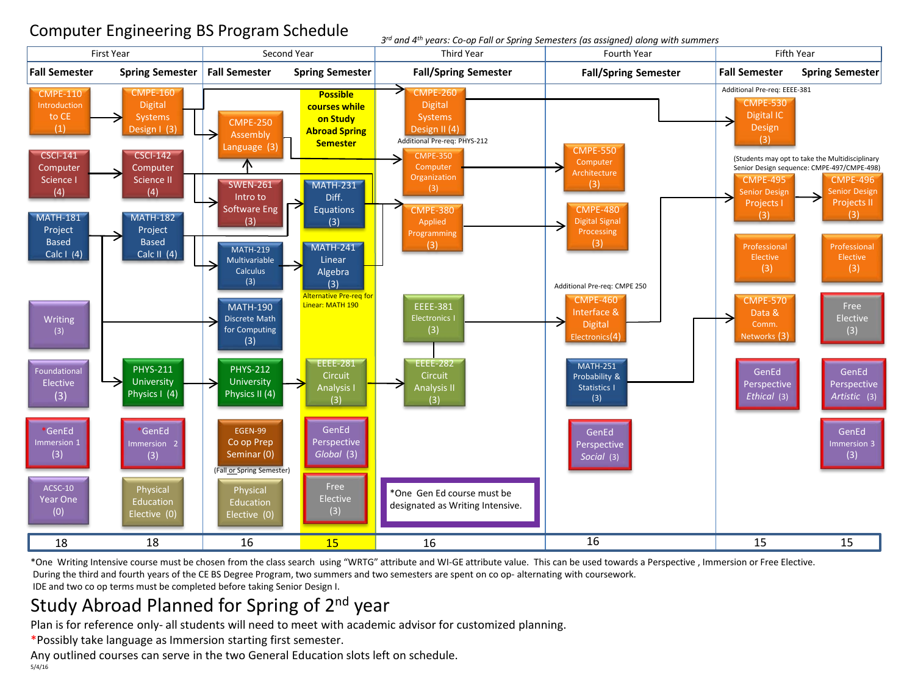# Computer Engineering BS Program Schedule

*3rd and 4th years: Co-op Fall or Spring Semesters (as assigned) along with summers*

| First Year – Fall Semester | First Year – Spring Semester | Second Year – Fall Semester | Second Year – Spring Semester | Third Year – Fall/Spring Semester | Fourth Year – Fall/Spring Semester | Fifth Year – Fall Semester | Fifth Year – Spring Semester |
|---|---|---|---|---|---|---|---|
| CMPE-110 Introduction to CE (1) | CMPE-160 Digital Systems Design I (3) | CMPE-250 Assembly Language (3) | Possible courses while on Study Abroad Spring Semester | CMPE-260 Digital Systems Design II (4) Additional Pre-req: PHYS-212 | CMPE-550 Computer Architecture (3) | CMPE-530 Digital IC Design (3) Additional Pre-req: EEEE-381 | |
| CSCI-141 Computer Science I (4) | CSCI-142 Computer Science II (4) | SWEN-261 Intro to Software Eng (3) | MATH-231 Diff. Equations (3) | CMPE-350 Computer Organization (3) | CMPE-480 Digital Signal Processing (3) | CMPE-495 Senior Design Projects I (3) | CMPE-496 Senior Design Projects II (3) |
| MATH-181 Project Based Calc I (4) | MATH-182 Project Based Calc II (4) | MATH-219 Multivariable Calculus (3) | MATH-241 Linear Algebra (3) Alternative Pre-req for Linear: MATH 190 | CMPE-380 Applied Programming (3) | CMPE-460 Interface & Digital Electronics (4) Additional Pre-req: CMPE 250 | Professional Elective (3) | Professional Elective (3) |
| Writing (3) | | MATH-190 Discrete Math for Computing (3) | | EEEE-381 Electronics I (3) | MATH-251 Probability & Statistics I (3) | CMPE-570 Data & Comm. Networks (3) | Free Elective (3) |
| Foundational Elective (3) | PHYS-211 University Physics I (4) | PHYS-212 University Physics II (4) | EEEE-281 Circuit Analysis I (3) | EEEE-282 Circuit Analysis II (3) | GenEd Perspective *Social* (3) | GenEd Perspective *Ethical* (3) | GenEd Perspective *Artistic* (3) |
| *GenEd Immersion 1 (3) | *GenEd Immersion 2 (3) | EGEN-99 Co op Prep Seminar (0) (Fall or Spring Semester) | GenEd Perspective *Global* (3) | | | | GenEd Immersion 3 (3) |
| ACSC-10 Year One (0) | Physical Education Elective (0) | Physical Education Elective (0) | Free Elective (3) | | | | |
| **18** | **18** | **16** | **15** | **16** | **16** | **15** | **15** |

(Students may opt to take the Multidisciplinary Senior Design sequence: CMPE-497/CMPE-498)

*One Gen Ed course must be designated as Writing Intensive.

*One Writing Intensive course must be chosen from the class search using "WRTG" attribute and WI-GE attribute value. This can be used towards a Perspective , Immersion or Free Elective.
During the third and fourth years of the CE BS Degree Program, two summers and two semesters are spent on co op- alternating with coursework.
IDE and two co op terms must be completed before taking Senior Design I.

# Study Abroad Planned for Spring of 2nd year

Plan is for reference only- all students will need to meet with academic advisor for customized planning.
*Possibly take language as Immersion starting first semester.
Any outlined courses can serve in the two General Education slots left on schedule.

5/4/16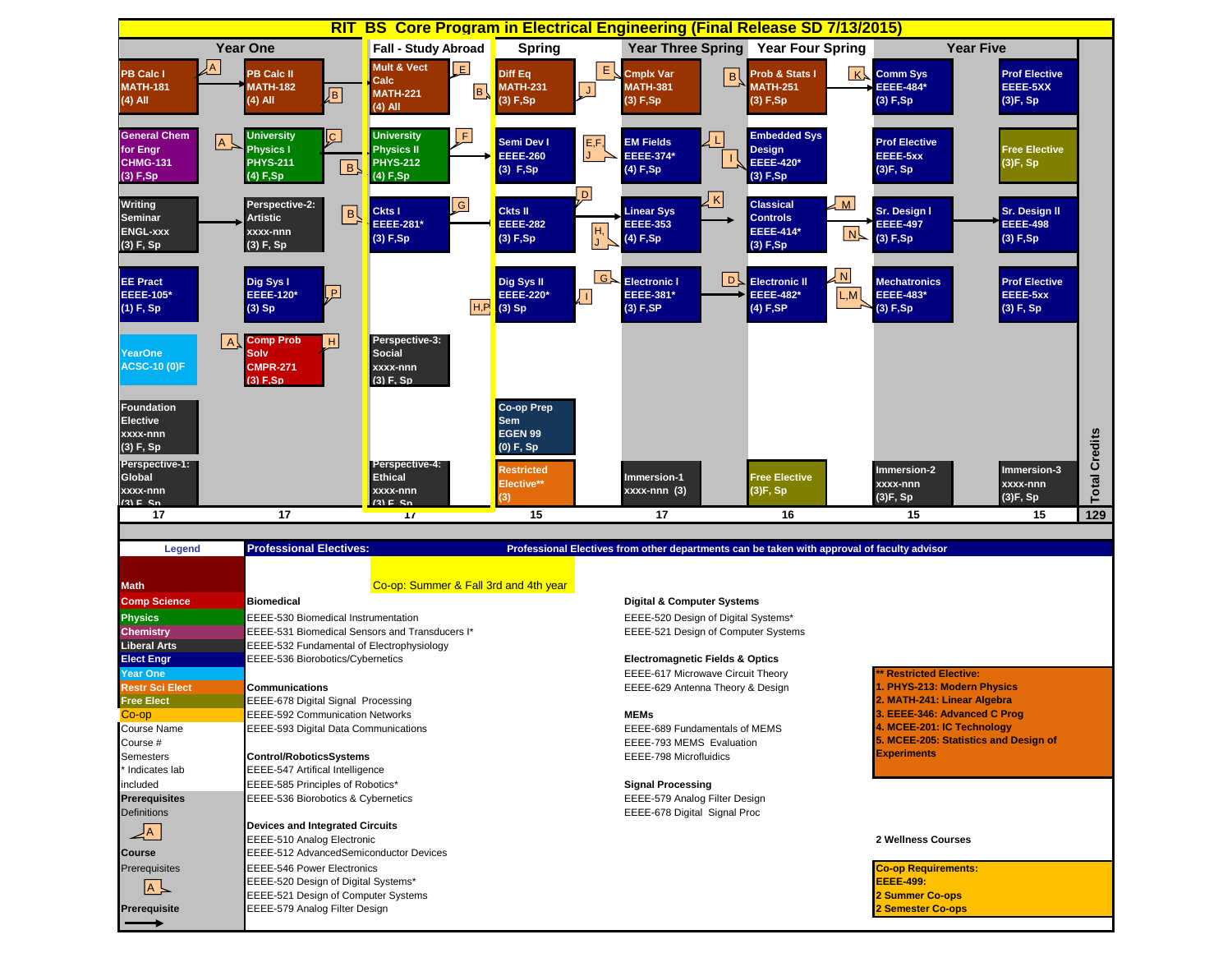# RIT BS Core Program in Electrical Engineering (Final Release SD 7/13/2015)

| Year One | | Fall - Study Abroad | Spring | Year Three Spring | Year Four Spring | Year Five | |
|---|---|---|---|---|---|---|---|
| PB Calc I MATH-181 (4) All | PB Calc II MATH-182 (4) All | Mult & Vect Calc MATH-221 (4) All | Diff Eq MATH-231 (3) F,Sp | Cmplx Var MATH-381 (3) F,Sp | Prob & Stats I MATH-251 (3) F,Sp | Comm Sys EEEE-484* (3) F,Sp | Prof Elective EEEE-5XX (3)F, Sp |
| General Chem for Engr CHMG-131 (3) F,Sp | University Physics I PHYS-211 (4) F,Sp | University Physics II PHYS-212 (4) F,Sp | Semi Dev I EEEE-260 (3) F,Sp | EM Fields EEEE-374* (4) F,Sp | Embedded Sys Design EEEE-420* (3) F,Sp | Prof Elective EEEE-5xx (3)F, Sp | Free Elective (3)F, Sp |
| Writing Seminar ENGL-xxx (3) F, Sp | Perspective-2: Artistic xxxx-nnn (3) F, Sp | Ckts I EEEE-281* (3) F,Sp | Ckts II EEEE-282 (3) F,Sp | Linear Sys EEEE-353 (4) F,Sp | Classical Controls EEEE-414* (3) F,Sp | Sr. Design I EEEE-497 (3) F,Sp | Sr. Design II EEEE-498 (3) F,Sp |
| EE Pract EEEE-105* (1) F, Sp | Dig Sys I EEEE-120* (3) Sp | | Dig Sys II EEEE-220* (3) Sp | Electronic I EEEE-381* (3) F,SP | Electronic II EEEE-482* (4) F,SP | Mechatronics EEEE-483* (3) F,Sp | Prof Elective EEEE-5xx (3) F, Sp |
| YearOne ACSC-10 (0)F | Comp Prob Solv CMPR-271 (3) F,Sp | Perspective-3: Social xxxx-nnn (3) F, Sp | | | | | |
| Foundation Elective xxxx-nnn (3) F, Sp | | | Co-op Prep Sem EGEN 99 (0) F, Sp | | | | |
| Perspective-1: Global xxxx-nnn (3) F, Sp | | Perspective-4: Ethical xxxx-nnn (3) F, Sp | Restricted Elective** (3) | Immersion-1 xxxx-nnn (3) | Free Elective (3)F, Sp | Immersion-2 xxxx-nnn (3)F, Sp | Immersion-3 xxxx-nnn (3)F, Sp |
| 17 | 17 | 17 | 15 | 17 | 16 | 15 | 15 |

Total Credits: 129

Prerequisite markers: PB Calc I (A); PB Calc II (B); Mult & Vect Calc (E, B); Diff Eq (E, J); Cmplx Var (B); Prob & Stats I (K); University Physics I (A, C, B); University Physics II (F); Semi Dev I (E,F, J); EM Fields (L, I); Ckts I (B, G); Ckts II (D, H, J); Linear Sys (K); Classical Controls (M, N); Dig Sys I (P); Dig Sys II (H,P, G, I); Electronic II (D); Mechatronics (N, L,M); Comp Prob Solv (A, H).

## Legend

- Math
- Comp Science
- Physics
- Chemistry
- Liberal Arts
- Elect Engr
- Year One
- Restr Sci Elect
- Free Elect
- Co-op
- Course Name
- Course #
- Semesters
- \* Indicates lab included
- **Prerequisites** Definitions
- **Course** Prerequisites
- **Prerequisite** (arrow)

Co-op: Summer & Fall 3rd and 4th year

## Professional Electives:

Professional Electives from other departments can be taken with approval of faculty advisor

**Biomedical**
- EEEE-530 Biomedical Instrumentation
- EEEE-531 Biomedical Sensors and Transducers I*
- EEEE-532 Fundamental of Electrophysiology
- EEEE-536 Biorobotics/Cybernetics

**Communications**
- EEEE-678 Digital Signal Processing
- EEEE-592 Communication Networks
- EEEE-593 Digital Data Communications

**Control/RoboticsSystems**
- EEEE-547 Artifical Intelligence
- EEEE-585 Principles of Robotics*
- EEEE-536 Biorobotics & Cybernetics

**Devices and Integrated Circuits**
- EEEE-510 Analog Electronic
- EEEE-512 AdvancedSemiconductor Devices
- EEEE-546 Power Electronics
- EEEE-520 Design of Digital Systems*
- EEEE-521 Design of Computer Systems
- EEEE-579 Analog Filter Design

**Digital & Computer Systems**
- EEEE-520 Design of Digital Systems*
- EEEE-521 Design of Computer Systems

**Electromagnetic Fields & Optics**
- EEEE-617 Microwave Circuit Theory
- EEEE-629 Antenna Theory & Design

**MEMs**
- EEEE-689 Fundamentals of MEMS
- EEEE-793 MEMS Evaluation
- EEEE-798 Microfluidics

**Signal Processing**
- EEEE-579 Analog Filter Design
- EEEE-678 Digital Signal Proc

**\*\* Restricted Elective:**
1. PHYS-213: Modern Physics
2. MATH-241: Linear Algebra
3. EEEE-346: Advanced C Prog
4. MCEE-201: IC Technology
5. MCEE-205: Statistics and Design of Experiments

**2 Wellness Courses**

**Co-op Requirements:**
**EEEE-499:**
**2 Summer Co-ops**
**2 Semester Co-ops**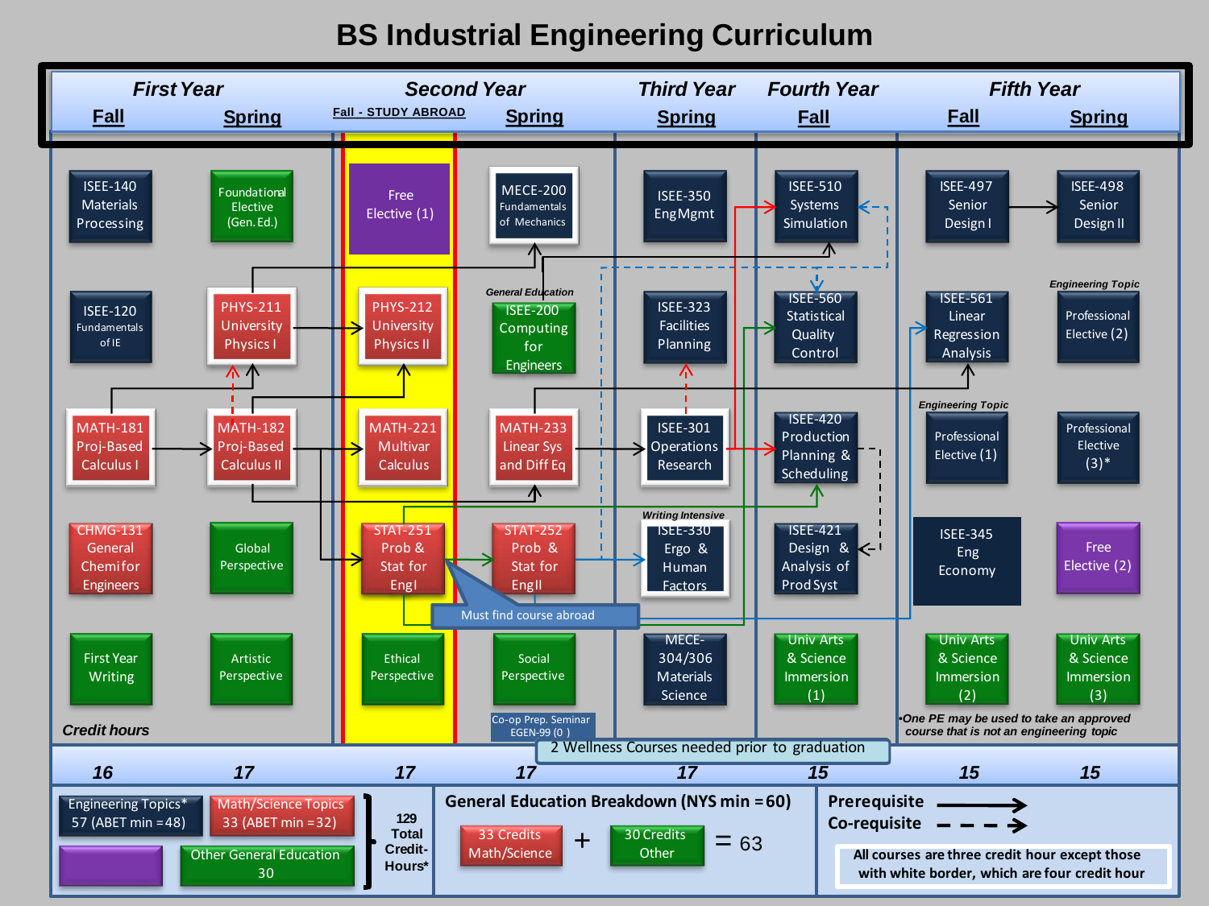# BS Industrial Engineering Curriculum

| First Year Fall | First Year Spring | Second Year Fall - STUDY ABROAD | Second Year Spring | Third Year Spring | Fourth Year Fall | Fifth Year Fall | Fifth Year Spring |
|---|---|---|---|---|---|---|---|
| ISEE-140 Materials Processing | Foundational Elective (Gen. Ed.) | Free Elective (1) | MECE-200 Fundamentals of Mechanics | ISEE-350 Eng Mgmt | ISEE-510 Systems Simulation | ISEE-497 Senior Design I | ISEE-498 Senior Design II |
| ISEE-120 Fundamentals of IE | PHYS-211 University Physics I | PHYS-212 University Physics II | *General Education* ISEE-200 Computing for Engineers | ISEE-323 Facilities Planning | ISEE-560 Statistical Quality Control | ISEE-561 Linear Regression Analysis | *Engineering Topic* Professional Elective (2) |
| MATH-181 Proj-Based Calculus I | MATH-182 Proj-Based Calculus II | MATH-221 Multivar Calculus | MATH-233 Linear Sys and Diff Eq | ISEE-301 Operations Research | ISEE-420 Production Planning & Scheduling | *Engineering Topic* Professional Elective (1) | Professional Elective (3)* |
| CHMG-131 General Chem for Engineers | Global Perspective | STAT-251 Prob & Stat for Engl I | STAT-252 Prob & Stat for Engl II | *Writing Intensive* ISEE-330 Ergo & Human Factors | ISEE-421 Design & Analysis of Prod Syst | ISEE-345 Eng Economy | Free Elective (2) |
| First Year Writing | Artistic Perspective | Ethical Perspective | Social Perspective; Co-op Prep. Seminar EGEN-99 (0) | MECE-304/306 Materials Science | Univ Arts & Science Immersion (1) | Univ Arts & Science Immersion (2) | Univ Arts & Science Immersion (3) |
| **Credit hours** 16 | 17 | 17 | 17 | 17 | 15 | 15 | 15 |

Must find course abroad

•One PE may be used to take an approved course that is not an engineering topic

2 Wellness Courses needed prior to graduation

| Category | Credits |
|---|---|
| Engineering Topics* | 57 (ABET min = 48) |
| Math/Science Topics | 33 (ABET min = 32) |
| Free Electives (purple) | |
| Other General Education | 30 |

129 Total Credit-Hours*

**General Education Breakdown (NYS min = 60)**

33 Credits Math/Science + 30 Credits Other = 63

**Prerequisite** →

**Co-requisite** - - →

**All courses are three credit hour except those with white border, which are four credit hour**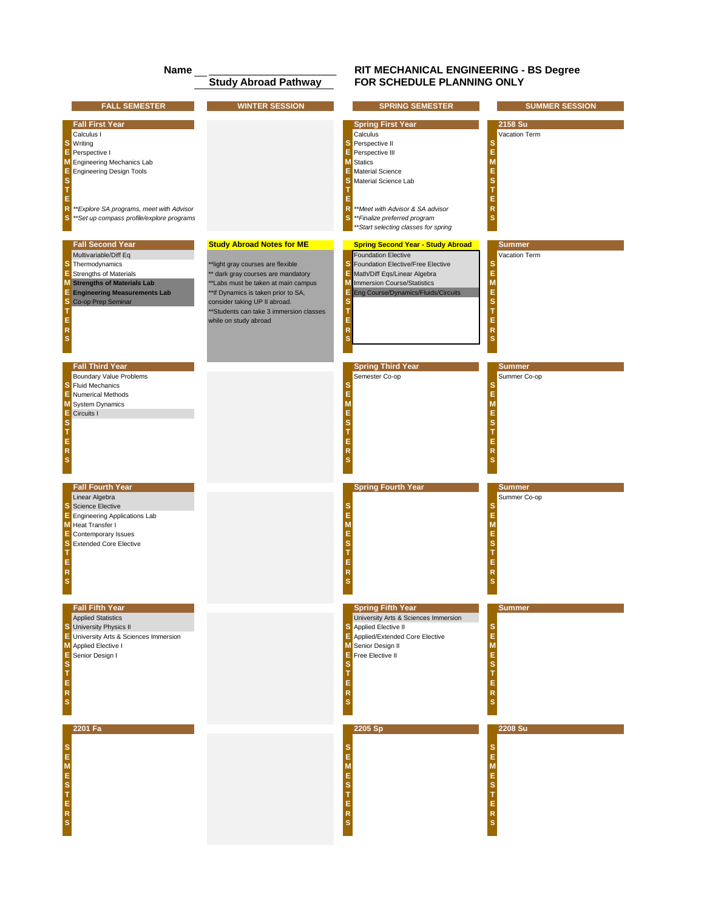**Name** ____________________________

**Study Abroad Pathway**

## RIT MECHANICAL ENGINEERING - BS Degree
## FOR SCHEDULE PLANNING ONLY

| FALL SEMESTER | WINTER SESSION | SPRING SEMESTER | SUMMER SESSION |
|---|---|---|---|
| **Fall First Year** | | **Spring First Year** | **2158 Su** |
| Calculus I | | Calculus | Vacation Term |
| Writing | | Perspective II | |
| Perspective I | | Perspective III | |
| Engineering Mechanics Lab | | Statics | |
| Engineering Design Tools | | Material Science | |
| | | Material Science Lab | |
| *\*\*Explore SA programs, meet with Advisor* | | *\*\*Meet with Advisor & SA advisor* | |
| *\*\*Set up compass profile/explore programs* | | *\*\*Finalize preferred program* | |
| | | *\*\*Start selecting classes for spring* | |
| **Fall Second Year** | **Study Abroad Notes for ME** | **Spring Second Year - Study Abroad** | **Summer** |
| Multivariable/Diff Eq | \*\*light gray courses are flexible | Foundation Elective | Vacation Term |
| Thermodynamics | \*\* dark gray courses are mandatory | Foundation Elective/Free Elective | |
| Strengths of Materials | \*\*Labs must be taken at main campus | Math/Diff Eqs/Linear Algebra | |
| **Strengths of Materials Lab** | \*\*If Dynamics is taken prior to SA, consider taking UP II abroad. | Immersion Course/Statistics | |
| **Engineering Measurements Lab** | \*\*Students can take 3 immersion classes while on study abroad | Eng Course/Dynamics/Fluids/Circuits | |
| Co-op Prep Seminar | | | |
| **Fall Third Year** | | **Spring Third Year** | **Summer** |
| Boundary Value Problems | | Semester Co-op | Summer Co-op |
| Fluid Mechanics | | | |
| Numerical Methods | | | |
| System Dynamics | | | |
| Circuits I | | | |
| **Fall Fourth Year** | | **Spring Fourth Year** | **Summer** |
| Linear Algebra | | | Summer Co-op |
| Science Elective | | | |
| Engineering Applications Lab | | | |
| Heat Transfer I | | | |
| Contemporary Issues | | | |
| Extended Core Elective | | | |
| **Fall Fifth Year** | | **Spring Fifth Year** | **Summer** |
| Applied Statistics | | University Arts & Sciences Immersion | |
| University Physics II | | Applied Elective II | |
| University Arts & Sciences Immersion | | Applied/Extended Core Elective | |
| Applied Elective I | | Senior Design II | |
| Senior Design I | | Free Elective II | |
| **2201 Fa** | | **2205 Sp** | **2208 Su** |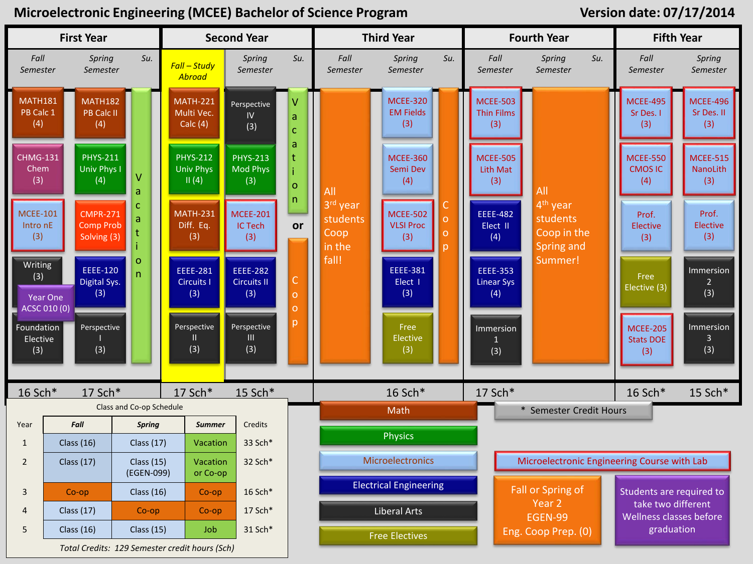# Microelectronic Engineering (MCEE) Bachelor of Science Program

**Version date: 07/17/2014**

## First Year

| Fall Semester | Spring Semester | Su. |
|---|---|---|
| MATH181 PB Calc 1 (4) | MATH182 PB Calc II (4) | Vacation |
| CHMG-131 Chem (3) | PHYS-211 Univ Phys I (4) | |
| MCEE-101 Intro nE (3) | CMPR-271 Comp Prob Solving (3) | |
| Writing (3) | EEEE-120 Digital Sys. (3) | |
| Year One ACSC 010 (0) | | |
| Foundation Elective (3) | Perspective I (3) | |
| 16 Sch* | 17 Sch* | |

## Second Year

| Fall – Study Abroad | Spring Semester | Su. |
|---|---|---|
| MATH-221 Multi Vec. Calc (4) | Perspective IV (3) | Vacation or Coop |
| PHYS-212 Univ Phys II (4) | PHYS-213 Mod Phys (3) | |
| MATH-231 Diff. Eq. (3) | MCEE-201 IC Tech (3) | |
| EEEE-281 Circuits I (3) | EEEE-282 Circuits II (3) | |
| Perspective II (3) | Perspective III (3) | |
| 17 Sch* | 15 Sch* | |

## Third Year

| Fall Semester | Spring Semester | Su. |
|---|---|---|
| All 3[rd] year students Coop in the fall! | MCEE-320 EM Fields (3) | Coop |
| | MCEE-360 Semi Dev (4) | |
| | MCEE-502 VLSI Proc (3) | |
| | EEEE-381 Elect I (3) | |
| | Free Elective (3) | |
| | 16 Sch* | |

## Fourth Year

| Fall Semester | Spring Semester | Su. |
|---|---|---|
| MCEE-503 Thin Films (3) | All 4[th] year students Coop in the Spring and Summer! | |
| MCEE-505 Lith Mat (3) | | |
| EEEE-482 Elect II (4) | | |
| EEEE-353 Linear Sys (4) | | |
| Immersion 1 (3) | | |
| 17 Sch* | | |

## Fifth Year

| Fall Semester | Spring Semester |
|---|---|
| MCEE-495 Sr Des. I (3) | MCEE-496 Sr Des. II (3) |
| MCEE-550 CMOS IC (4) | MCEE-515 NanoLith (3) |
| Prof. Elective (3) | Prof. Elective (3) |
| Free Elective (3) | Immersion 2 (3) |
| MCEE-205 Stats DOE (3) | Immersion 3 (3) |
| 16 Sch* | 15 Sch* |

### Class and Co-op Schedule

| Year | Fall | Spring | Summer | Credits |
|---|---|---|---|---|
| 1 | Class (16) | Class (17) | Vacation | 33 Sch* |
| 2 | Class (17) | Class (15) (EGEN-099) | Vacation or Co-op | 32 Sch* |
| 3 | Co-op | Class (16) | Co-op | 16 Sch* |
| 4 | Class (17) | Co-op | Co-op | 17 Sch* |
| 5 | Class (16) | Class (15) | Job | 31 Sch* |

*Total Credits: 129 Semester credit hours (Sch)*

### Legend

- Math
- Physics
- Microelectronics
- Electrical Engineering
- Liberal Arts
- Free Electives
- * Semester Credit Hours
- Microelectronic Engineering Course with Lab

Fall or Spring of Year 2 EGEN-99 Eng. Coop Prep. (0)

Students are required to take two different Wellness classes before graduation